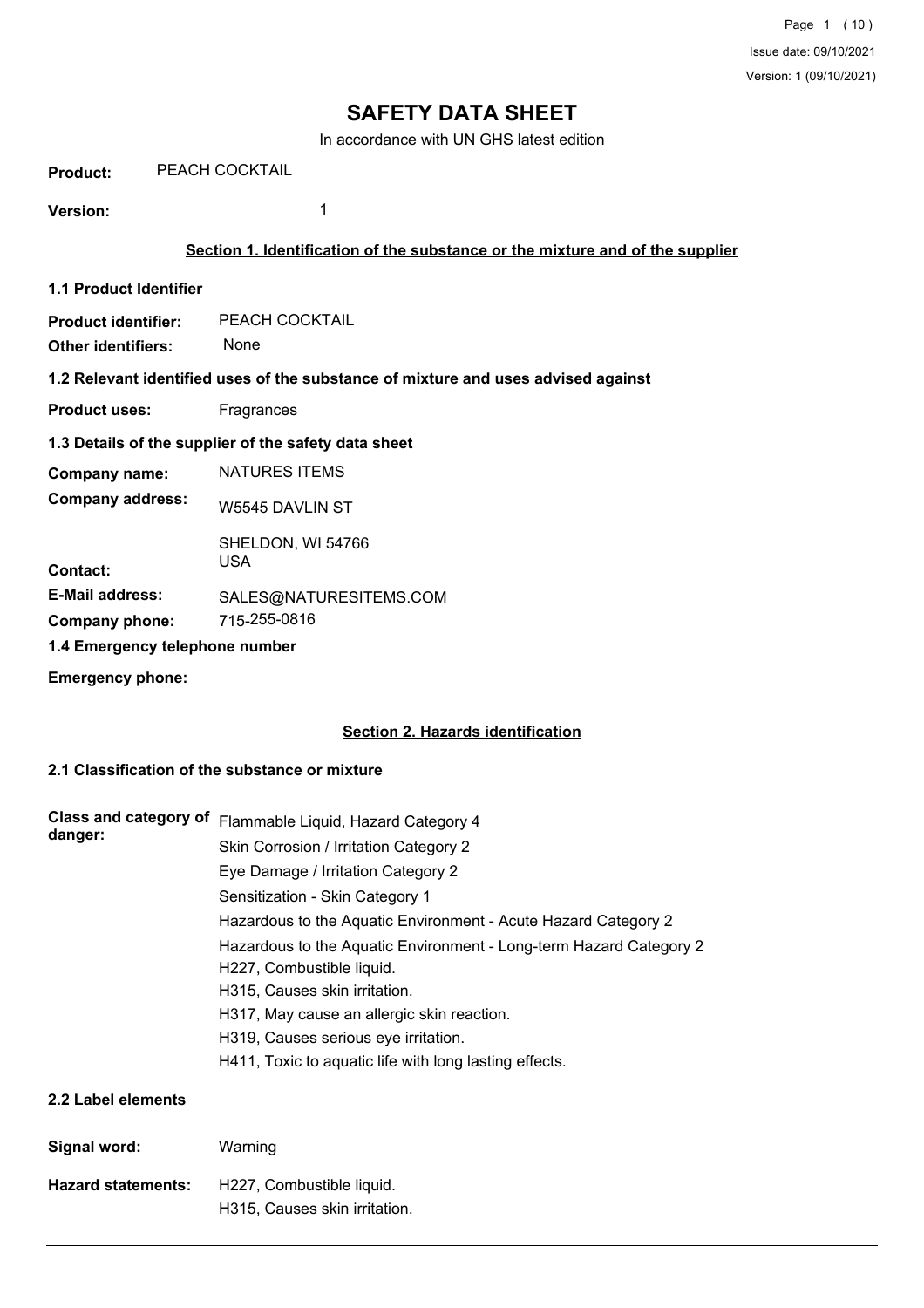# SAFETY DATA SHEET

In accordance with UN GHS latest edition

**Product:** PEACH COCKTAIL

**Version:** 1

## Section 1. Identification of the substance or the mixture and of the supplier

### 1.1 Product Identifier

**Product identifier:** PEACH COCKTAIL

**Other identifiers:** None

### 1.2 Relevant identified uses of the substance of mixture and uses advised against

**Product uses:** Fragrances

### 1.3 Details of the supplier of the safety data sheet

**Company name:** NATURES ITEMS

**Company address:** W5545 DAVLIN ST

SHELDON, WI 54766

USA

**Contact:**

**E-Mail address:** SALES@NATURESITEMS.COM

**Company phone:** 715-255-0816

### 1.4 Emergency telephone number

**Emergency phone:**

## Section 2. Hazards identification

### 2.1 Classification of the substance or mixture

**Class and category of danger:**

Flammable Liquid, Hazard Category 4

Skin Corrosion / Irritation Category 2

Eye Damage / Irritation Category 2

Sensitization - Skin Category 1

Hazardous to the Aquatic Environment - Acute Hazard Category 2

Hazardous to the Aquatic Environment - Long-term Hazard Category 2

H227, Combustible liquid.

H315, Causes skin irritation.

H317, May cause an allergic skin reaction.

H319, Causes serious eye irritation.

H411, Toxic to aquatic life with long lasting effects.

### 2.2 Label elements

**Signal word:** Warning

**Hazard statements:** H227, Combustible liquid.

H315, Causes skin irritation.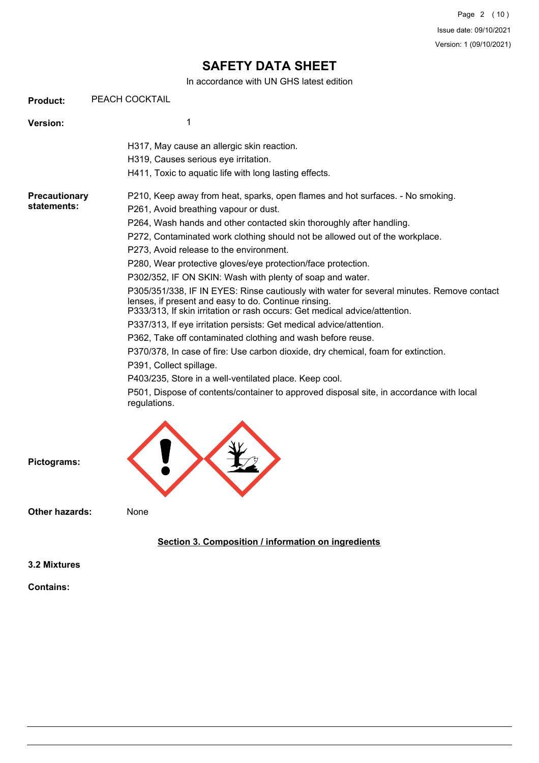# SAFETY DATA SHEET

In accordance with UN GHS latest edition

**Product:** PEACH COCKTAIL

**Version:** 1

H317, May cause an allergic skin reaction.
H319, Causes serious eye irritation.
H411, Toxic to aquatic life with long lasting effects.

**Precautionary statements:**

P210, Keep away from heat, sparks, open flames and hot surfaces. - No smoking.
P261, Avoid breathing vapour or dust.
P264, Wash hands and other contacted skin thoroughly after handling.
P272, Contaminated work clothing should not be allowed out of the workplace.
P273, Avoid release to the environment.
P280, Wear protective gloves/eye protection/face protection.
P302/352, IF ON SKIN: Wash with plenty of soap and water.
P305/351/338, IF IN EYES: Rinse cautiously with water for several minutes. Remove contact lenses, if present and easy to do. Continue rinsing.
P333/313, If skin irritation or rash occurs: Get medical advice/attention.
P337/313, If eye irritation persists: Get medical advice/attention.
P362, Take off contaminated clothing and wash before reuse.
P370/378, In case of fire: Use carbon dioxide, dry chemical, foam for extinction.
P391, Collect spillage.
P403/235, Store in a well-ventilated place. Keep cool.
P501, Dispose of contents/container to approved disposal site, in accordance with local regulations.

**Pictograms:**

**Other hazards:** None

## Section 3. Composition / information on ingredients

**3.2 Mixtures**

**Contains:**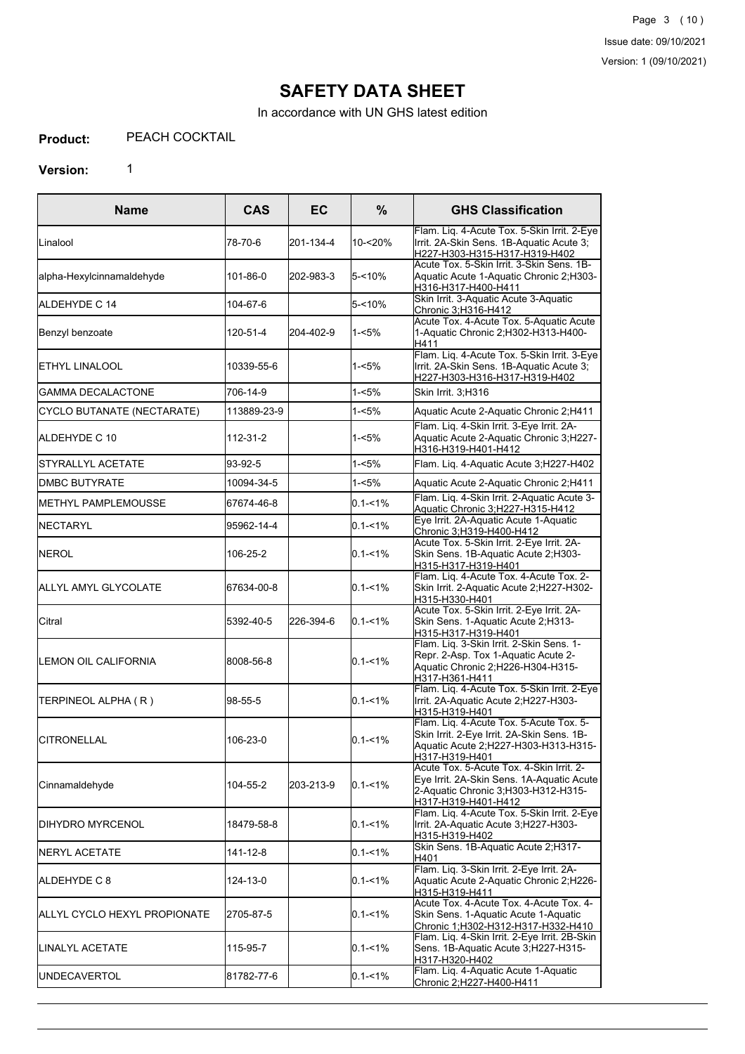# SAFETY DATA SHEET

In accordance with UN GHS latest edition

**Product:** PEACH COCKTAIL

**Version:** 1

| Name | CAS | EC | % | GHS Classification |
|---|---|---|---|---|
| Linalool | 78-70-6 | 201-134-4 | 10-<20% | Flam. Liq. 4-Acute Tox. 5-Skin Irrit. 2-Eye Irrit. 2A-Skin Sens. 1B-Aquatic Acute 3;H227-H303-H315-H317-H319-H402 |
| alpha-Hexylcinnamaldehyde | 101-86-0 | 202-983-3 | 5-<10% | Acute Tox. 5-Skin Irrit. 3-Skin Sens. 1B-Aquatic Acute 1-Aquatic Chronic 2;H303-H316-H317-H400-H411 |
| ALDEHYDE C 14 | 104-67-6 | | 5-<10% | Skin Irrit. 3-Aquatic Acute 3-Aquatic Chronic 3;H316-H412 |
| Benzyl benzoate | 120-51-4 | 204-402-9 | 1-<5% | Acute Tox. 4-Acute Tox. 5-Aquatic Acute 1-Aquatic Chronic 2;H302-H313-H400-H411 |
| ETHYL LINALOOL | 10339-55-6 | | 1-<5% | Flam. Liq. 4-Acute Tox. 5-Skin Irrit. 3-Eye Irrit. 2A-Skin Sens. 1B-Aquatic Acute 3;H227-H303-H316-H317-H319-H402 |
| GAMMA DECALACTONE | 706-14-9 | | 1-<5% | Skin Irrit. 3;H316 |
| CYCLO BUTANATE (NECTARATE) | 113889-23-9 | | 1-<5% | Aquatic Acute 2-Aquatic Chronic 2;H411 |
| ALDEHYDE C 10 | 112-31-2 | | 1-<5% | Flam. Liq. 4-Skin Irrit. 3-Eye Irrit. 2A-Aquatic Acute 2-Aquatic Chronic 3;H227-H316-H319-H401-H412 |
| STYRALLYL ACETATE | 93-92-5 | | 1-<5% | Flam. Liq. 4-Aquatic Acute 3;H227-H402 |
| DMBC BUTYRATE | 10094-34-5 | | 1-<5% | Aquatic Acute 2-Aquatic Chronic 2;H411 |
| METHYL PAMPLEMOUSSE | 67674-46-8 | | 0.1-<1% | Flam. Liq. 4-Skin Irrit. 2-Aquatic Acute 3-Aquatic Chronic 3;H227-H315-H412 |
| NECTARYL | 95962-14-4 | | 0.1-<1% | Eye Irrit. 2A-Aquatic Acute 1-Aquatic Chronic 3;H319-H400-H412 |
| NEROL | 106-25-2 | | 0.1-<1% | Acute Tox. 5-Skin Irrit. 2-Eye Irrit. 2A-Skin Sens. 1B-Aquatic Acute 2;H303-H315-H317-H319-H401 |
| ALLYL AMYL GLYCOLATE | 67634-00-8 | | 0.1-<1% | Flam. Liq. 4-Acute Tox. 4-Acute Tox. 2-Skin Irrit. 2-Aquatic Acute 2;H227-H302-H315-H330-H401 |
| Citral | 5392-40-5 | 226-394-6 | 0.1-<1% | Acute Tox. 5-Skin Irrit. 2-Eye Irrit. 2A-Skin Sens. 1-Aquatic Acute 2;H313-H315-H317-H319-H401 |
| LEMON OIL CALIFORNIA | 8008-56-8 | | 0.1-<1% | Flam. Liq. 3-Skin Irrit. 2-Skin Sens. 1-Repr. 2-Asp. Tox 1-Aquatic Acute 2-Aquatic Chronic 2;H226-H304-H315-H317-H361-H411 |
| TERPINEOL ALPHA ( R ) | 98-55-5 | | 0.1-<1% | Flam. Liq. 4-Acute Tox. 5-Skin Irrit. 2-Eye Irrit. 2A-Aquatic Acute 2;H227-H303-H315-H319-H401 |
| CITRONELLAL | 106-23-0 | | 0.1-<1% | Flam. Liq. 4-Acute Tox. 5-Acute Tox. 5-Skin Irrit. 2-Eye Irrit. 2A-Skin Sens. 1B-Aquatic Acute 2;H227-H303-H313-H315-H317-H319-H401 |
| Cinnamaldehyde | 104-55-2 | 203-213-9 | 0.1-<1% | Acute Tox. 5-Acute Tox. 4-Skin Irrit. 2-Eye Irrit. 2A-Skin Sens. 1A-Aquatic Acute 2-Aquatic Chronic 3;H303-H312-H315-H317-H319-H401-H412 |
| DIHYDRO MYRCENOL | 18479-58-8 | | 0.1-<1% | Flam. Liq. 4-Acute Tox. 5-Skin Irrit. 2-Eye Irrit. 2A-Aquatic Acute 3;H227-H303-H315-H319-H402 |
| NERYL ACETATE | 141-12-8 | | 0.1-<1% | Skin Sens. 1B-Aquatic Acute 2;H317-H401 |
| ALDEHYDE C 8 | 124-13-0 | | 0.1-<1% | Flam. Liq. 3-Skin Irrit. 2-Eye Irrit. 2A-Aquatic Acute 2-Aquatic Chronic 2;H226-H315-H319-H411 |
| ALLYL CYCLO HEXYL PROPIONATE | 2705-87-5 | | 0.1-<1% | Acute Tox. 4-Acute Tox. 4-Acute Tox. 4-Skin Sens. 1-Aquatic Acute 1-Aquatic Chronic 1;H302-H312-H317-H332-H410 |
| LINALYL ACETATE | 115-95-7 | | 0.1-<1% | Flam. Liq. 4-Skin Irrit. 2-Eye Irrit. 2B-Skin Sens. 1B-Aquatic Acute 3;H227-H315-H317-H320-H402 |
| UNDECAVERTOL | 81782-77-6 | | 0.1-<1% | Flam. Liq. 4-Aquatic Acute 1-Aquatic Chronic 2;H227-H400-H411 |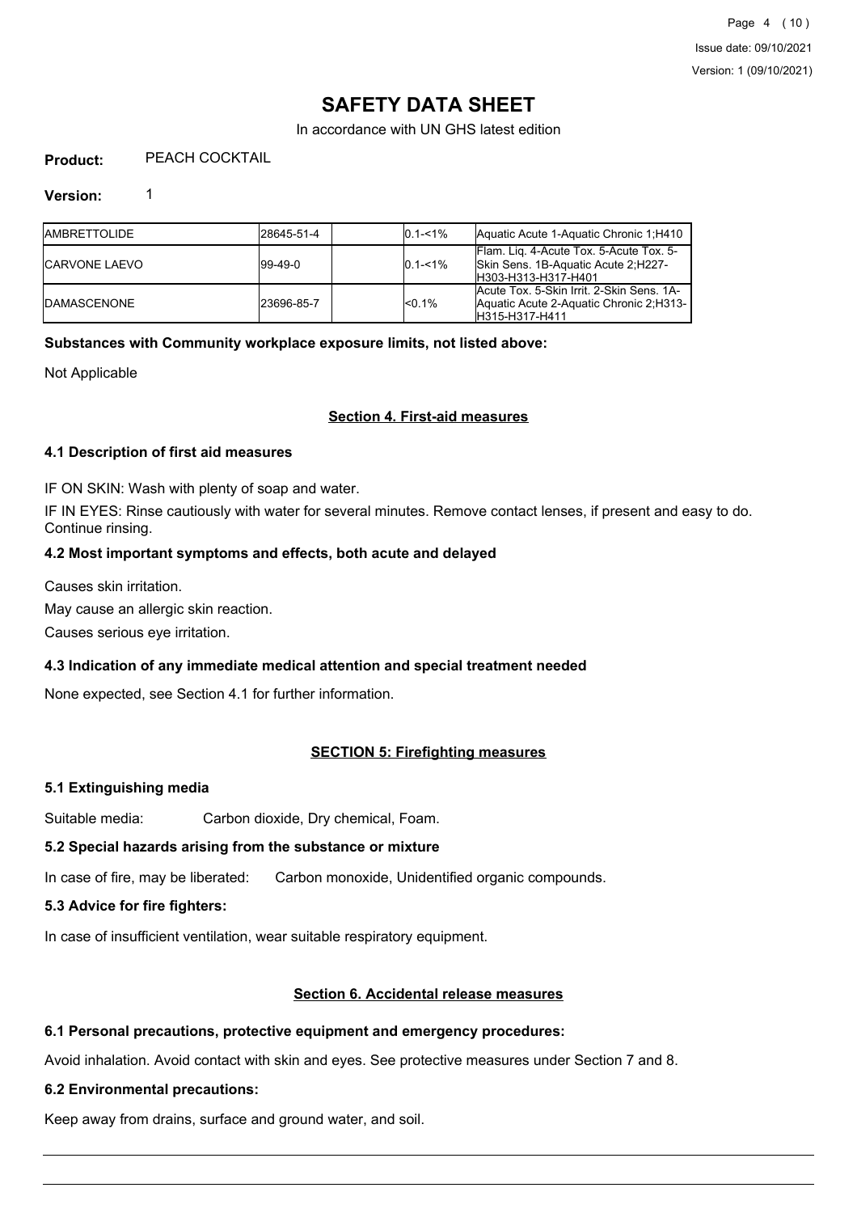# SAFETY DATA SHEET

In accordance with UN GHS latest edition

**Product:** PEACH COCKTAIL

**Version:** 1

| | | | | |
|---|---|---|---|---|
| AMBRETTOLIDE | 28645-51-4 | | 0.1-<1% | Aquatic Acute 1-Aquatic Chronic 1;H410 |
| CARVONE LAEVO | 99-49-0 | | 0.1-<1% | Flam. Liq. 4-Acute Tox. 5-Acute Tox. 5-Skin Sens. 1B-Aquatic Acute 2;H227-H303-H313-H317-H401 |
| DAMASCENONE | 23696-85-7 | | <0.1% | Acute Tox. 5-Skin Irrit. 2-Skin Sens. 1A-Aquatic Acute 2-Aquatic Chronic 2;H313-H315-H317-H411 |

**Substances with Community workplace exposure limits, not listed above:**

Not Applicable

## Section 4. First-aid measures

### 4.1 Description of first aid measures

IF ON SKIN: Wash with plenty of soap and water.

IF IN EYES: Rinse cautiously with water for several minutes. Remove contact lenses, if present and easy to do. Continue rinsing.

### 4.2 Most important symptoms and effects, both acute and delayed

Causes skin irritation.

May cause an allergic skin reaction.

Causes serious eye irritation.

### 4.3 Indication of any immediate medical attention and special treatment needed

None expected, see Section 4.1 for further information.

## SECTION 5: Firefighting measures

### 5.1 Extinguishing media

Suitable media: Carbon dioxide, Dry chemical, Foam.

### 5.2 Special hazards arising from the substance or mixture

In case of fire, may be liberated: Carbon monoxide, Unidentified organic compounds.

### 5.3 Advice for fire fighters:

In case of insufficient ventilation, wear suitable respiratory equipment.

## Section 6. Accidental release measures

### 6.1 Personal precautions, protective equipment and emergency procedures:

Avoid inhalation. Avoid contact with skin and eyes. See protective measures under Section 7 and 8.

### 6.2 Environmental precautions:

Keep away from drains, surface and ground water, and soil.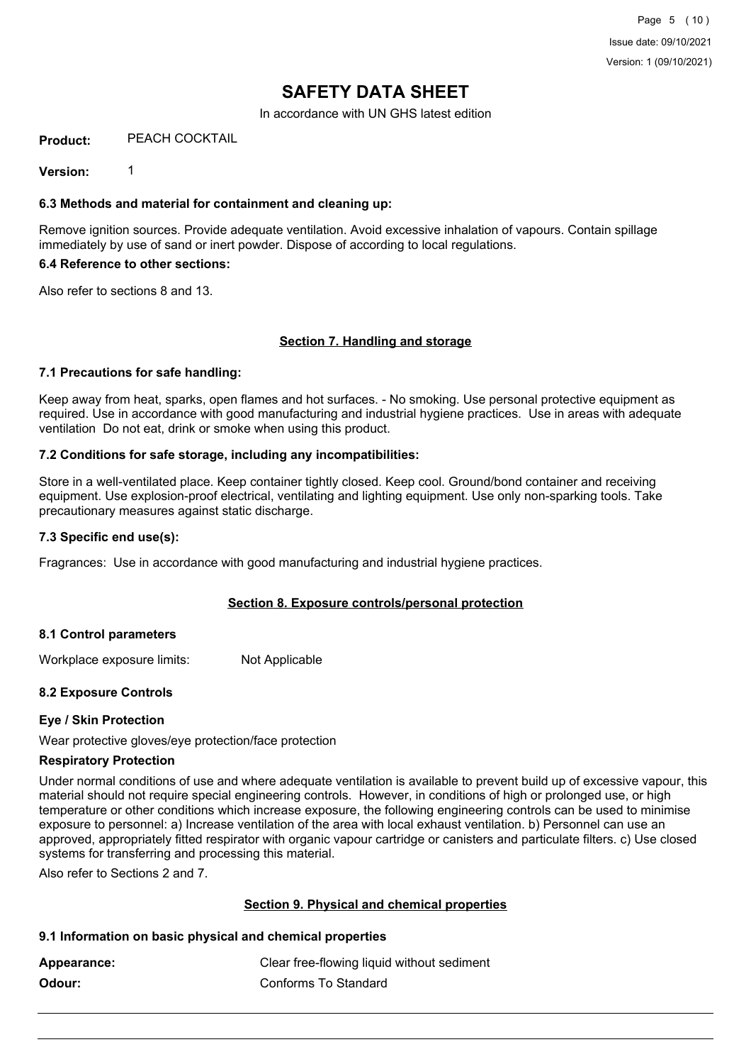### 6.3 Methods and material for containment and cleaning up:

Remove ignition sources. Provide adequate ventilation. Avoid excessive inhalation of vapours. Contain spillage immediately by use of sand or inert powder. Dispose of according to local regulations.

### 6.4 Reference to other sections:

Also refer to sections 8 and 13.

## Section 7. Handling and storage

### 7.1 Precautions for safe handling:

Keep away from heat, sparks, open flames and hot surfaces. - No smoking. Use personal protective equipment as required. Use in accordance with good manufacturing and industrial hygiene practices. Use in areas with adequate ventilation Do not eat, drink or smoke when using this product.

### 7.2 Conditions for safe storage, including any incompatibilities:

Store in a well-ventilated place. Keep container tightly closed. Keep cool. Ground/bond container and receiving equipment. Use explosion-proof electrical, ventilating and lighting equipment. Use only non-sparking tools. Take precautionary measures against static discharge.

### 7.3 Specific end use(s):

Fragrances: Use in accordance with good manufacturing and industrial hygiene practices.

## Section 8. Exposure controls/personal protection

### 8.1 Control parameters

Workplace exposure limits: Not Applicable

### 8.2 Exposure Controls

**Eye / Skin Protection**

Wear protective gloves/eye protection/face protection

**Respiratory Protection**

Under normal conditions of use and where adequate ventilation is available to prevent build up of excessive vapour, this material should not require special engineering controls. However, in conditions of high or prolonged use, or high temperature or other conditions which increase exposure, the following engineering controls can be used to minimise exposure to personnel: a) Increase ventilation of the area with local exhaust ventilation. b) Personnel can use an approved, appropriately fitted respirator with organic vapour cartridge or canisters and particulate filters. c) Use closed systems for transferring and processing this material.

Also refer to Sections 2 and 7.

## Section 9. Physical and chemical properties

### 9.1 Information on basic physical and chemical properties

**Appearance:** Clear free-flowing liquid without sediment

**Odour:** Conforms To Standard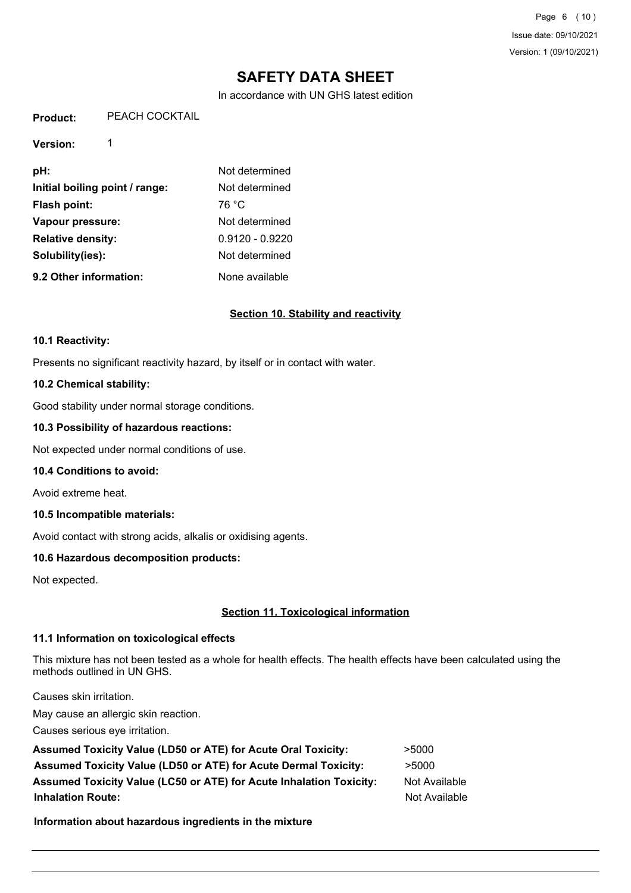# SAFETY DATA SHEET

In accordance with UN GHS latest edition

**Product:** PEACH COCKTAIL

**Version:** 1

| | |
|---|---|
| **pH:** | Not determined |
| **Initial boiling point / range:** | Not determined |
| **Flash point:** | 76 °C |
| **Vapour pressure:** | Not determined |
| **Relative density:** | 0.9120 - 0.9220 |
| **Solubility(ies):** | Not determined |
| **9.2 Other information:** | None available |

## Section 10. Stability and reactivity

### 10.1 Reactivity:

Presents no significant reactivity hazard, by itself or in contact with water.

### 10.2 Chemical stability:

Good stability under normal storage conditions.

### 10.3 Possibility of hazardous reactions:

Not expected under normal conditions of use.

### 10.4 Conditions to avoid:

Avoid extreme heat.

### 10.5 Incompatible materials:

Avoid contact with strong acids, alkalis or oxidising agents.

### 10.6 Hazardous decomposition products:

Not expected.

## Section 11. Toxicological information

### 11.1 Information on toxicological effects

This mixture has not been tested as a whole for health effects. The health effects have been calculated using the methods outlined in UN GHS.

Causes skin irritation.

May cause an allergic skin reaction.

Causes serious eye irritation.

| | |
|---|---|
| **Assumed Toxicity Value (LD50 or ATE) for Acute Oral Toxicity:** | >5000 |
| **Assumed Toxicity Value (LD50 or ATE) for Acute Dermal Toxicity:** | >5000 |
| **Assumed Toxicity Value (LC50 or ATE) for Acute Inhalation Toxicity:** | Not Available |
| **Inhalation Route:** | Not Available |

**Information about hazardous ingredients in the mixture**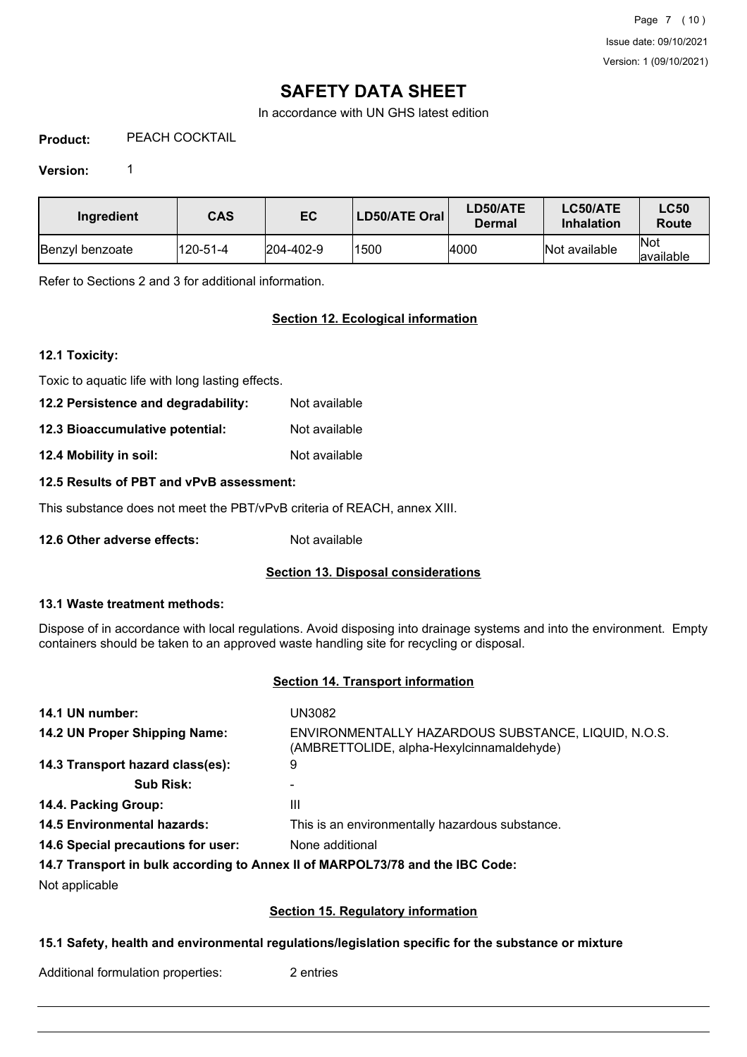# SAFETY DATA SHEET

In accordance with UN GHS latest edition

**Product:** PEACH COCKTAIL

**Version:** 1

| Ingredient | CAS | EC | LD50/ATE Oral | LD50/ATE Dermal | LC50/ATE Inhalation | LC50 Route |
|---|---|---|---|---|---|---|
| Benzyl benzoate | 120-51-4 | 204-402-9 | 1500 | 4000 | Not available | Not available |

Refer to Sections 2 and 3 for additional information.

## Section 12. Ecological information

### 12.1 Toxicity:

Toxic to aquatic life with long lasting effects.

**12.2 Persistence and degradability:** Not available

**12.3 Bioaccumulative potential:** Not available

**12.4 Mobility in soil:** Not available

### 12.5 Results of PBT and vPvB assessment:

This substance does not meet the PBT/vPvB criteria of REACH, annex XIII.

**12.6 Other adverse effects:** Not available

## Section 13. Disposal considerations

### 13.1 Waste treatment methods:

Dispose of in accordance with local regulations. Avoid disposing into drainage systems and into the environment. Empty containers should be taken to an approved waste handling site for recycling or disposal.

## Section 14. Transport information

**14.1 UN number:** UN3082

**14.2 UN Proper Shipping Name:** ENVIRONMENTALLY HAZARDOUS SUBSTANCE, LIQUID, N.O.S. (AMBRETTOLIDE, alpha-Hexylcinnamaldehyde)

**14.3 Transport hazard class(es):** 9

**Sub Risk:** -

**14.4. Packing Group:** III

**14.5 Environmental hazards:** This is an environmentally hazardous substance.

**14.6 Special precautions for user:** None additional

### 14.7 Transport in bulk according to Annex II of MARPOL73/78 and the IBC Code:

Not applicable

## Section 15. Regulatory information

### 15.1 Safety, health and environmental regulations/legislation specific for the substance or mixture

Additional formulation properties: 2 entries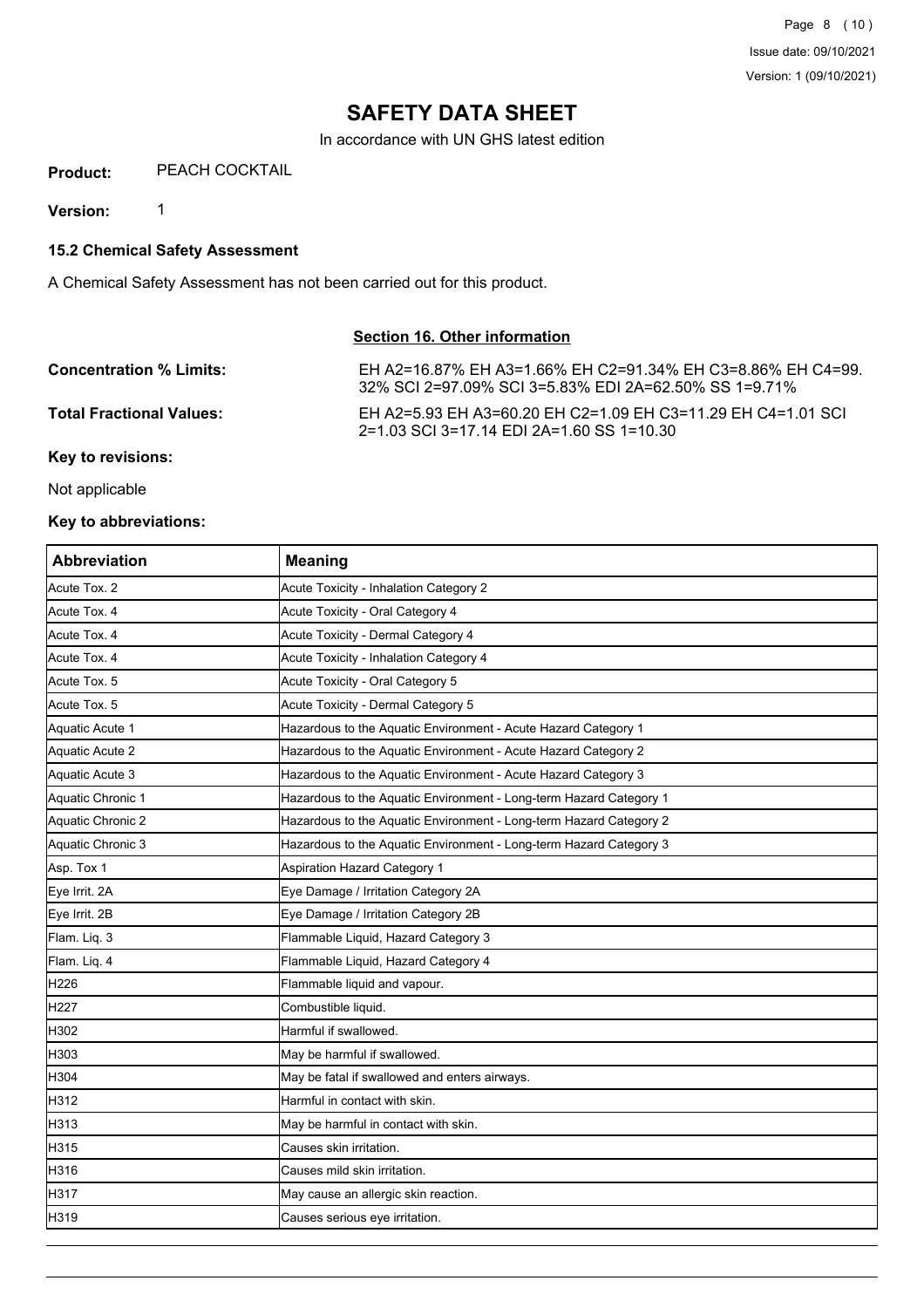# SAFETY DATA SHEET

In accordance with UN GHS latest edition

**Product:** PEACH COCKTAIL

**Version:** 1

### 15.2 Chemical Safety Assessment

A Chemical Safety Assessment has not been carried out for this product.

## Section 16. Other information

**Concentration % Limits:** EH A2=16.87% EH A3=1.66% EH C2=91.34% EH C3=8.86% EH C4=99.32% SCI 2=97.09% SCI 3=5.83% EDI 2A=62.50% SS 1=9.71%

**Total Fractional Values:** EH A2=5.93 EH A3=60.20 EH C2=1.09 EH C3=11.29 EH C4=1.01 SCI 2=1.03 SCI 3=17.14 EDI 2A=1.60 SS 1=10.30

**Key to revisions:**

Not applicable

**Key to abbreviations:**

| Abbreviation | Meaning |
|---|---|
| Acute Tox. 2 | Acute Toxicity - Inhalation Category 2 |
| Acute Tox. 4 | Acute Toxicity - Oral Category 4 |
| Acute Tox. 4 | Acute Toxicity - Dermal Category 4 |
| Acute Tox. 4 | Acute Toxicity - Inhalation Category 4 |
| Acute Tox. 5 | Acute Toxicity - Oral Category 5 |
| Acute Tox. 5 | Acute Toxicity - Dermal Category 5 |
| Aquatic Acute 1 | Hazardous to the Aquatic Environment - Acute Hazard Category 1 |
| Aquatic Acute 2 | Hazardous to the Aquatic Environment - Acute Hazard Category 2 |
| Aquatic Acute 3 | Hazardous to the Aquatic Environment - Acute Hazard Category 3 |
| Aquatic Chronic 1 | Hazardous to the Aquatic Environment - Long-term Hazard Category 1 |
| Aquatic Chronic 2 | Hazardous to the Aquatic Environment - Long-term Hazard Category 2 |
| Aquatic Chronic 3 | Hazardous to the Aquatic Environment - Long-term Hazard Category 3 |
| Asp. Tox 1 | Aspiration Hazard Category 1 |
| Eye Irrit. 2A | Eye Damage / Irritation Category 2A |
| Eye Irrit. 2B | Eye Damage / Irritation Category 2B |
| Flam. Liq. 3 | Flammable Liquid, Hazard Category 3 |
| Flam. Liq. 4 | Flammable Liquid, Hazard Category 4 |
| H226 | Flammable liquid and vapour. |
| H227 | Combustible liquid. |
| H302 | Harmful if swallowed. |
| H303 | May be harmful if swallowed. |
| H304 | May be fatal if swallowed and enters airways. |
| H312 | Harmful in contact with skin. |
| H313 | May be harmful in contact with skin. |
| H315 | Causes skin irritation. |
| H316 | Causes mild skin irritation. |
| H317 | May cause an allergic skin reaction. |
| H319 | Causes serious eye irritation. |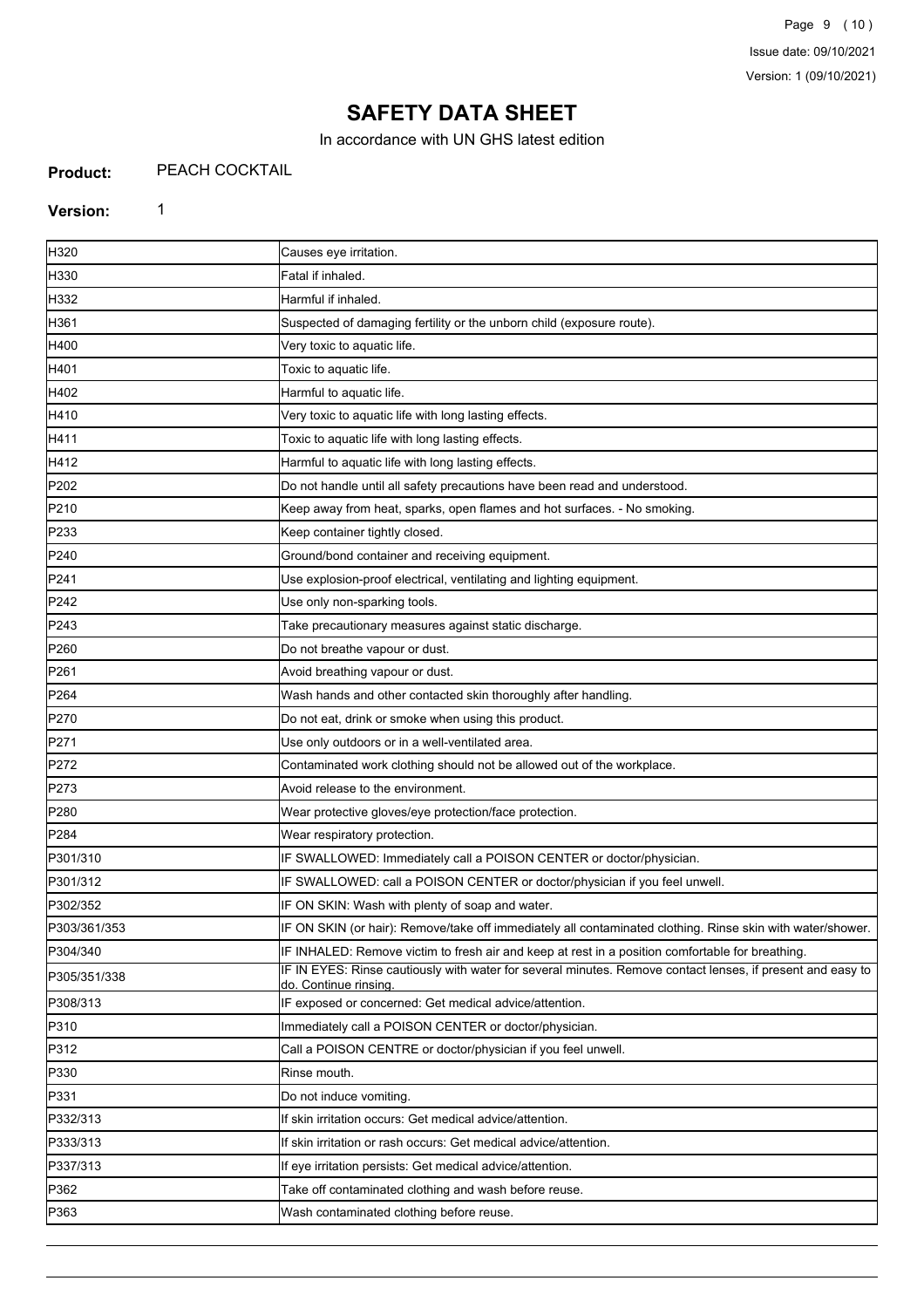# SAFETY DATA SHEET

In accordance with UN GHS latest edition

**Product:** PEACH COCKTAIL

**Version:** 1

| | |
|---|---|
| H320 | Causes eye irritation. |
| H330 | Fatal if inhaled. |
| H332 | Harmful if inhaled. |
| H361 | Suspected of damaging fertility or the unborn child (exposure route). |
| H400 | Very toxic to aquatic life. |
| H401 | Toxic to aquatic life. |
| H402 | Harmful to aquatic life. |
| H410 | Very toxic to aquatic life with long lasting effects. |
| H411 | Toxic to aquatic life with long lasting effects. |
| H412 | Harmful to aquatic life with long lasting effects. |
| P202 | Do not handle until all safety precautions have been read and understood. |
| P210 | Keep away from heat, sparks, open flames and hot surfaces. - No smoking. |
| P233 | Keep container tightly closed. |
| P240 | Ground/bond container and receiving equipment. |
| P241 | Use explosion-proof electrical, ventilating and lighting equipment. |
| P242 | Use only non-sparking tools. |
| P243 | Take precautionary measures against static discharge. |
| P260 | Do not breathe vapour or dust. |
| P261 | Avoid breathing vapour or dust. |
| P264 | Wash hands and other contacted skin thoroughly after handling. |
| P270 | Do not eat, drink or smoke when using this product. |
| P271 | Use only outdoors or in a well-ventilated area. |
| P272 | Contaminated work clothing should not be allowed out of the workplace. |
| P273 | Avoid release to the environment. |
| P280 | Wear protective gloves/eye protection/face protection. |
| P284 | Wear respiratory protection. |
| P301/310 | IF SWALLOWED: Immediately call a POISON CENTER or doctor/physician. |
| P301/312 | IF SWALLOWED: call a POISON CENTER or doctor/physician if you feel unwell. |
| P302/352 | IF ON SKIN: Wash with plenty of soap and water. |
| P303/361/353 | IF ON SKIN (or hair): Remove/take off immediately all contaminated clothing. Rinse skin with water/shower. |
| P304/340 | IF INHALED: Remove victim to fresh air and keep at rest in a position comfortable for breathing. |
| P305/351/338 | IF IN EYES: Rinse cautiously with water for several minutes. Remove contact lenses, if present and easy to do. Continue rinsing. |
| P308/313 | IF exposed or concerned: Get medical advice/attention. |
| P310 | Immediately call a POISON CENTER or doctor/physician. |
| P312 | Call a POISON CENTRE or doctor/physician if you feel unwell. |
| P330 | Rinse mouth. |
| P331 | Do not induce vomiting. |
| P332/313 | If skin irritation occurs: Get medical advice/attention. |
| P333/313 | If skin irritation or rash occurs: Get medical advice/attention. |
| P337/313 | If eye irritation persists: Get medical advice/attention. |
| P362 | Take off contaminated clothing and wash before reuse. |
| P363 | Wash contaminated clothing before reuse. |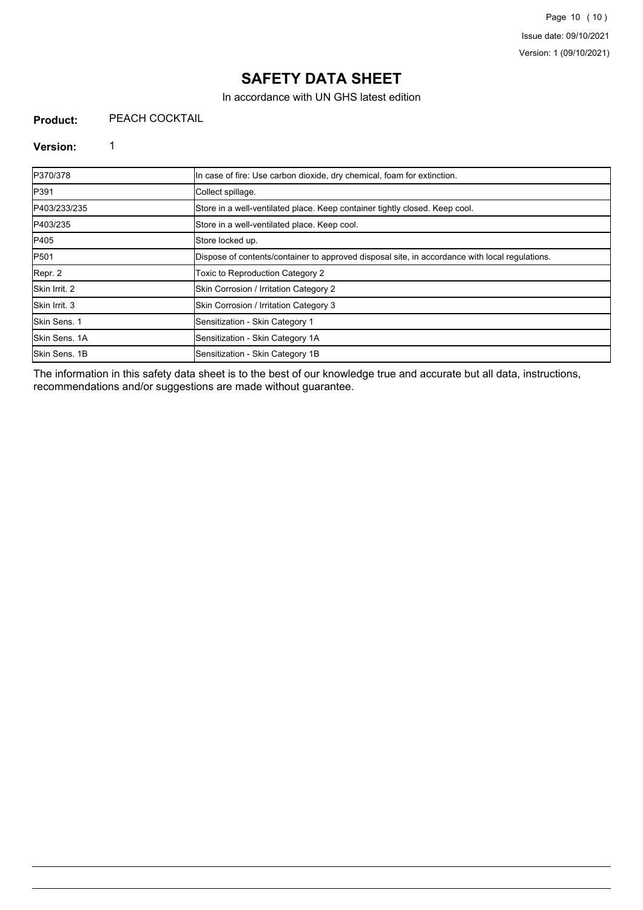# SAFETY DATA SHEET

In accordance with UN GHS latest edition

**Product:** PEACH COCKTAIL

**Version:** 1

| | |
|---|---|
| P370/378 | In case of fire: Use carbon dioxide, dry chemical, foam for extinction. |
| P391 | Collect spillage. |
| P403/233/235 | Store in a well-ventilated place. Keep container tightly closed. Keep cool. |
| P403/235 | Store in a well-ventilated place. Keep cool. |
| P405 | Store locked up. |
| P501 | Dispose of contents/container to approved disposal site, in accordance with local regulations. |
| Repr. 2 | Toxic to Reproduction Category 2 |
| Skin Irrit. 2 | Skin Corrosion / Irritation Category 2 |
| Skin Irrit. 3 | Skin Corrosion / Irritation Category 3 |
| Skin Sens. 1 | Sensitization - Skin Category 1 |
| Skin Sens. 1A | Sensitization - Skin Category 1A |
| Skin Sens. 1B | Sensitization - Skin Category 1B |

The information in this safety data sheet is to the best of our knowledge true and accurate but all data, instructions, recommendations and/or suggestions are made without guarantee.